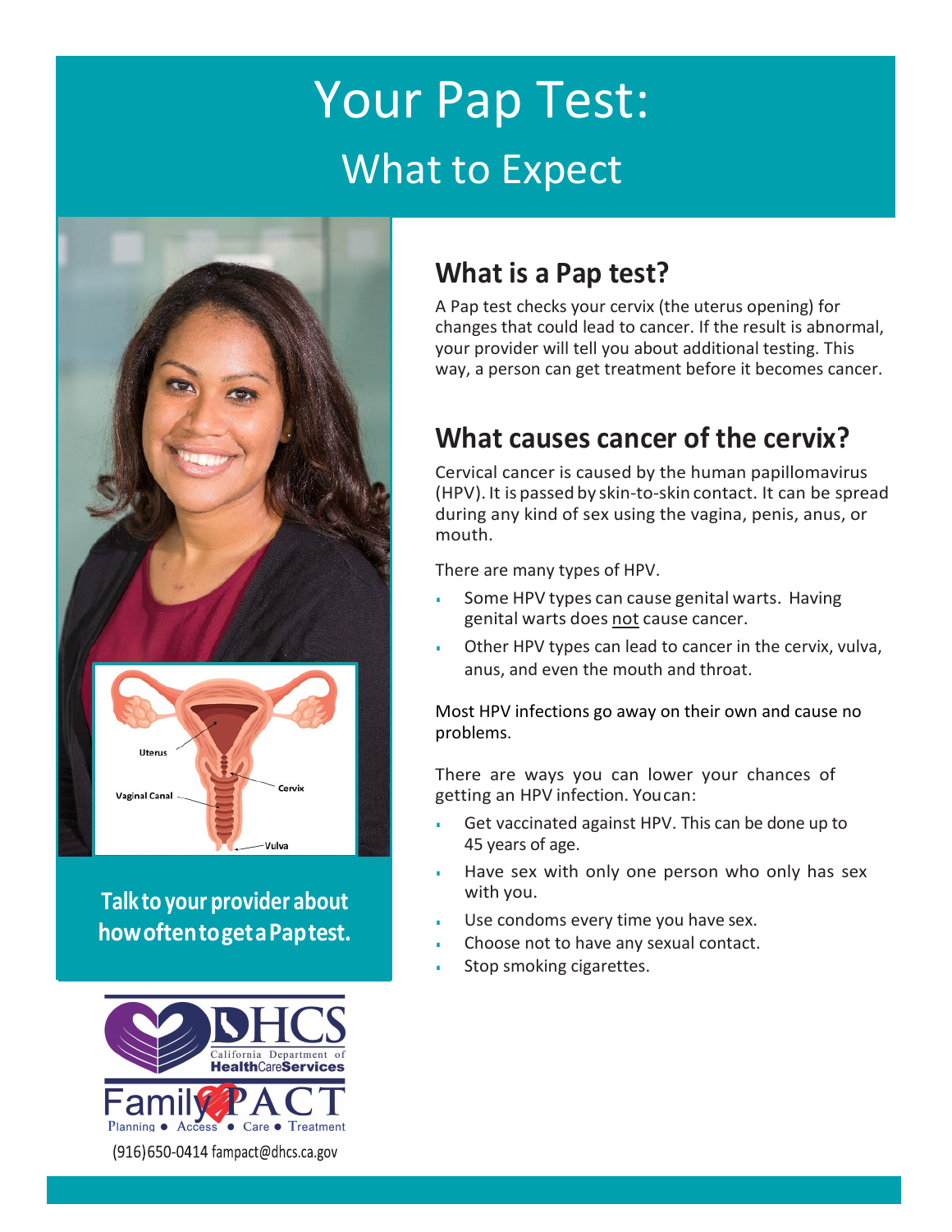# Your Pap Test:

## What to Expect

Uterus

Vaginal Canal

Cervix

Vulva

**Talk to your provider about how often to get a Pap test.**

DHCS California Department of HealthCareServices

Family PACT Planning • Access • Care • Treatment

(916)650-0414 fampact@dhcs.ca.gov

## What is a Pap test?

A Pap test checks your cervix (the uterus opening) for changes that could lead to cancer. If the result is abnormal, your provider will tell you about additional testing. This way, a person can get treatment before it becomes cancer.

## What causes cancer of the cervix?

Cervical cancer is caused by the human papillomavirus (HPV). It is passed by skin-to-skin contact. It can be spread during any kind of sex using the vagina, penis, anus, or mouth.

There are many types of HPV.

- Some HPV types can cause genital warts. Having genital warts does not cause cancer.
- Other HPV types can lead to cancer in the cervix, vulva, anus, and even the mouth and throat.

Most HPV infections go away on their own and cause no problems.

There are ways you can lower your chances of getting an HPV infection. You can:

- Get vaccinated against HPV. This can be done up to 45 years of age.
- Have sex with only one person who only has sex with you.
- Use condoms every time you have sex.
- Choose not to have any sexual contact.
- Stop smoking cigarettes.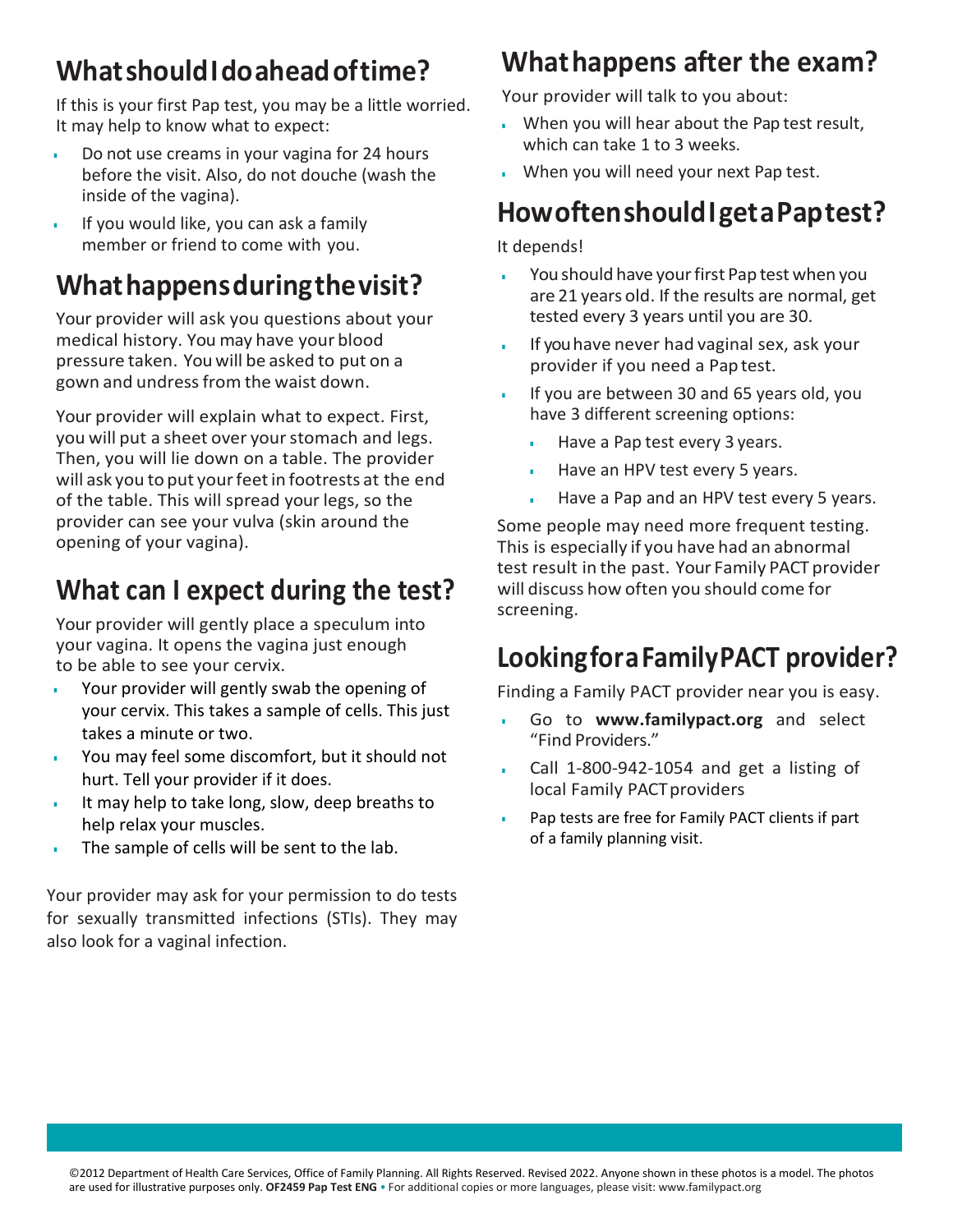## What should I do ahead of time?

If this is your first Pap test, you may be a little worried. It may help to know what to expect:

- Do not use creams in your vagina for 24 hours before the visit. Also, do not douche (wash the inside of the vagina).
- If you would like, you can ask a family member or friend to come with you.

## What happens during the visit?

Your provider will ask you questions about your medical history. You may have your blood pressure taken. You will be asked to put on a gown and undress from the waist down.

Your provider will explain what to expect. First, you will put a sheet over your stomach and legs. Then, you will lie down on a table. The provider will ask you to put your feet in footrests at the end of the table. This will spread your legs, so the provider can see your vulva (skin around the opening of your vagina).

## What can I expect during the test?

Your provider will gently place a speculum into your vagina. It opens the vagina just enough to be able to see your cervix.

- Your provider will gently swab the opening of your cervix. This takes a sample of cells. This just takes a minute or two.
- You may feel some discomfort, but it should not hurt. Tell your provider if it does.
- It may help to take long, slow, deep breaths to help relax your muscles.
- The sample of cells will be sent to the lab.

Your provider may ask for your permission to do tests for sexually transmitted infections (STIs). They may also look for a vaginal infection.

## What happens after the exam?

Your provider will talk to you about:

- When you will hear about the Pap test result, which can take 1 to 3 weeks.
- When you will need your next Pap test.

## How often should I get a Pap test?

It depends!

- You should have your first Pap test when you are 21 years old. If the results are normal, get tested every 3 years until you are 30.
- If you have never had vaginal sex, ask your provider if you need a Pap test.
- If you are between 30 and 65 years old, you have 3 different screening options:
  - Have a Pap test every 3 years.
  - Have an HPV test every 5 years.
  - Have a Pap and an HPV test every 5 years.

Some people may need more frequent testing. This is especially if you have had an abnormal test result in the past. Your Family PACT provider will discuss how often you should come for screening.

## Looking for a Family PACT provider?

Finding a Family PACT provider near you is easy.

- Go to **www.familypact.org** and select "Find Providers."
- Call 1-800-942-1054 and get a listing of local Family PACT providers
- Pap tests are free for Family PACT clients if part of a family planning visit.

©2012 Department of Health Care Services, Office of Family Planning. All Rights Reserved. Revised 2022. Anyone shown in these photos is a model. The photos are used for illustrative purposes only. **OF2459 Pap Test ENG** • For additional copies or more languages, please visit: www.familypact.org